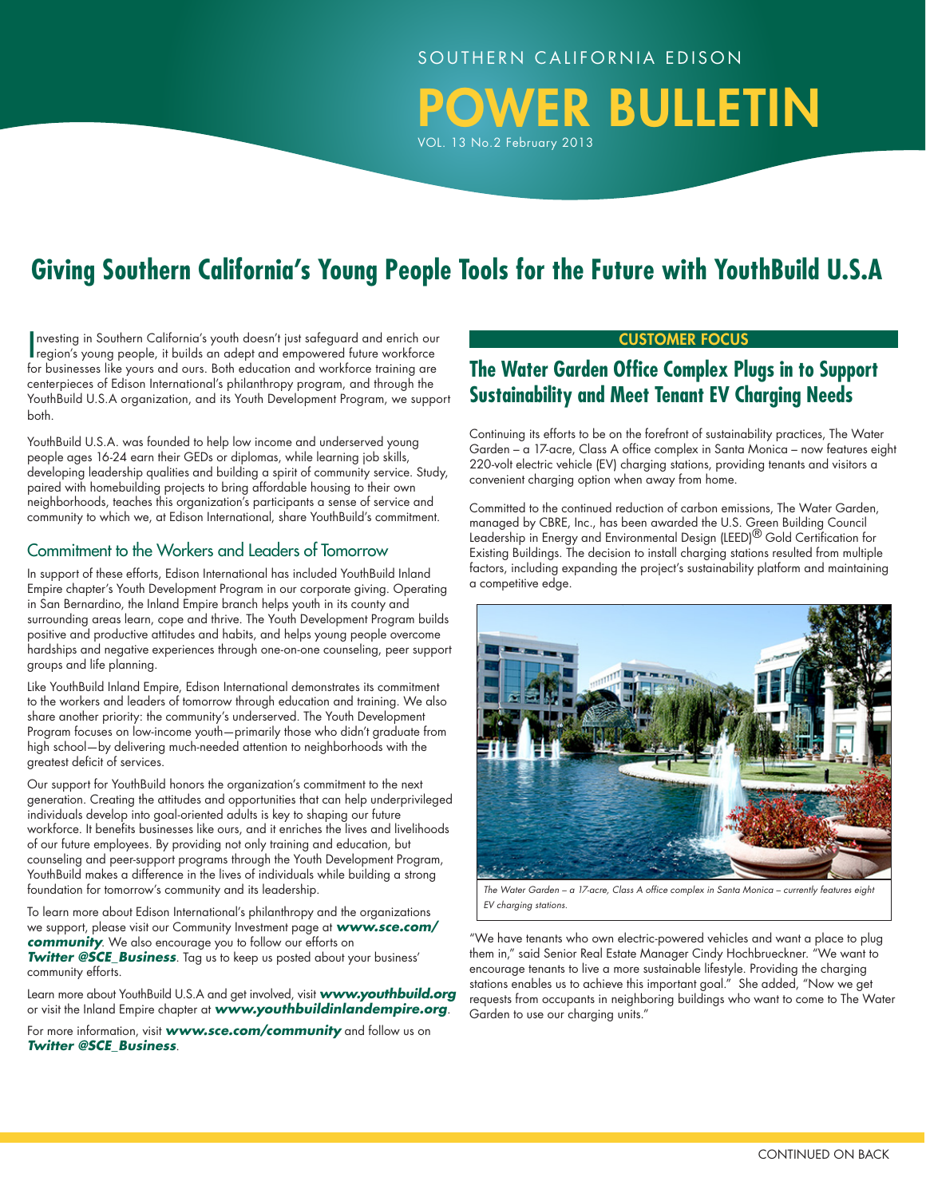SOUTHERN CALIFORNIA EDISON

# POWER BULLETIN

VOL. 13 No.2 February 2013

## Giving Southern California's Young People Tools for the Future with YouthBuild U.S.A

Investing in Southern California's youth doesn't just safeguard and enrich our region's young people, it builds an adept and empowered future workforce for businesses like yours and ours. Both education and workforce training are centerpieces of Edison International's philanthropy program, and through the YouthBuild U.S.A organization, and its Youth Development Program, we support both.

YouthBuild U.S.A. was founded to help low income and underserved young people ages 16-24 earn their GEDs or diplomas, while learning job skills, developing leadership qualities and building a spirit of community service. Study, paired with homebuilding projects to bring affordable housing to their own neighborhoods, teaches this organization's participants a sense of service and community to which we, at Edison International, share YouthBuild's commitment.

### Commitment to the Workers and Leaders of Tomorrow

In support of these efforts, Edison International has included YouthBuild Inland Empire chapter's Youth Development Program in our corporate giving. Operating in San Bernardino, the Inland Empire branch helps youth in its county and surrounding areas learn, cope and thrive. The Youth Development Program builds positive and productive attitudes and habits, and helps young people overcome hardships and negative experiences through one-on-one counseling, peer support groups and life planning.

Like YouthBuild Inland Empire, Edison International demonstrates its commitment to the workers and leaders of tomorrow through education and training. We also share another priority: the community's underserved. The Youth Development Program focuses on low-income youth—primarily those who didn't graduate from high school—by delivering much-needed attention to neighborhoods with the greatest deficit of services.

Our support for YouthBuild honors the organization's commitment to the next generation. Creating the attitudes and opportunities that can help underprivileged individuals develop into goal-oriented adults is key to shaping our future workforce. It benefits businesses like ours, and it enriches the lives and livelihoods of our future employees. By providing not only training and education, but counseling and peer-support programs through the Youth Development Program, YouthBuild makes a difference in the lives of individuals while building a strong foundation for tomorrow's community and its leadership.

To learn more about Edison International's philanthropy and the organizations we support, please visit our Community Investment page at ***www.sce.com/community***. We also encourage you to follow our efforts on ***Twitter @SCE_Business***. Tag us to keep us posted about your business' community efforts.

Learn more about YouthBuild U.S.A and get involved, visit ***www.youthbuild.org*** or visit the Inland Empire chapter at ***www.youthbuildinlandempire.org***.

For more information, visit ***www.sce.com/community*** and follow us on ***Twitter @SCE_Business***.

**CUSTOMER FOCUS**

## The Water Garden Office Complex Plugs in to Support Sustainability and Meet Tenant EV Charging Needs

Continuing its efforts to be on the forefront of sustainability practices, The Water Garden – a 17-acre, Class A office complex in Santa Monica – now features eight 220-volt electric vehicle (EV) charging stations, providing tenants and visitors a convenient charging option when away from home.

Committed to the continued reduction of carbon emissions, The Water Garden, managed by CBRE, Inc., has been awarded the U.S. Green Building Council Leadership in Energy and Environmental Design (LEED)® Gold Certification for Existing Buildings. The decision to install charging stations resulted from multiple factors, including expanding the project's sustainability platform and maintaining a competitive edge.

*The Water Garden – a 17-acre, Class A office complex in Santa Monica – currently features eight EV charging stations.*

"We have tenants who own electric-powered vehicles and want a place to plug them in," said Senior Real Estate Manager Cindy Hochbrueckner. "We want to encourage tenants to live a more sustainable lifestyle. Providing the charging stations enables us to achieve this important goal." She added, "Now we get requests from occupants in neighboring buildings who want to come to The Water Garden to use our charging units."

CONTINUED ON BACK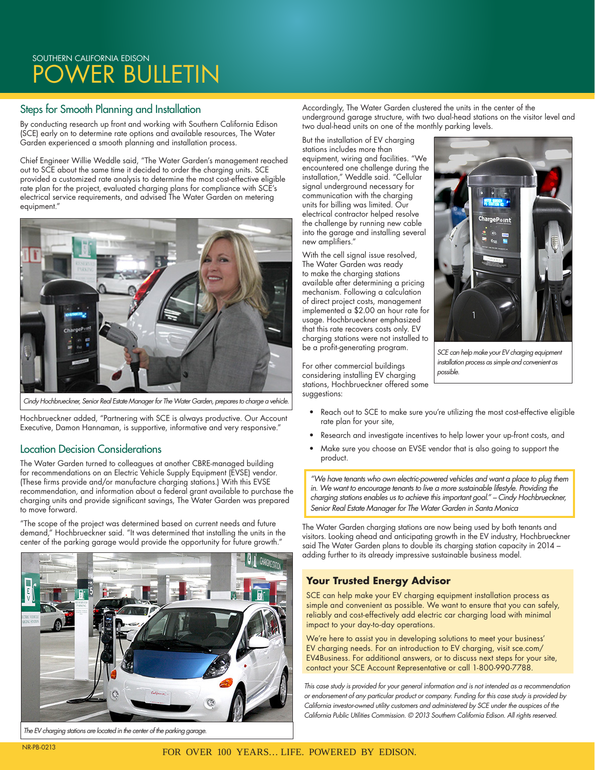SOUTHERN CALIFORNIA EDISON

# POWER BULLETIN

## Steps for Smooth Planning and Installation

By conducting research up front and working with Southern California Edison (SCE) early on to determine rate options and available resources, The Water Garden experienced a smooth planning and installation process.

Chief Engineer Willie Weddle said, "The Water Garden's management reached out to SCE about the same time it decided to order the charging units. SCE provided a customized rate analysis to determine the most cost-effective eligible rate plan for the project, evaluated charging plans for compliance with SCE's electrical service requirements, and advised The Water Garden on metering equipment."

*Cindy Hochbrueckner, Senior Real Estate Manager for The Water Garden, prepares to charge a vehicle.*

Hochbrueckner added, "Partnering with SCE is always productive. Our Account Executive, Damon Hannaman, is supportive, informative and very responsive."

## Location Decision Considerations

The Water Garden turned to colleagues at another CBRE-managed building for recommendations on an Electric Vehicle Supply Equipment (EVSE) vendor. (These firms provide and/or manufacture charging stations.) With this EVSE recommendation, and information about a federal grant available to purchase the charging units and provide significant savings, The Water Garden was prepared to move forward.

"The scope of the project was determined based on current needs and future demand," Hochbrueckner said. "It was determined that installing the units in the center of the parking garage would provide the opportunity for future growth."

*The EV charging stations are located in the center of the parking garage.*

Accordingly, The Water Garden clustered the units in the center of the underground garage structure, with two dual-head stations on the visitor level and two dual-head units on one of the monthly parking levels.

But the installation of EV charging stations includes more than equipment, wiring and facilities. "We encountered one challenge during the installation," Weddle said. "Cellular signal underground necessary for communication with the charging units for billing was limited. Our electrical contractor helped resolve the challenge by running new cable into the garage and installing several new amplifiers."

With the cell signal issue resolved, The Water Garden was ready to make the charging stations available after determining a pricing mechanism. Following a calculation of direct project costs, management implemented a $2.00 an hour rate for usage. Hochbrueckner emphasized that this rate recovers costs only. EV charging stations were not installed to be a profit-generating program.

*SCE can help make your EV charging equipment installation process as simple and convenient as possible.*

For other commercial buildings considering installing EV charging stations, Hochbrueckner offered some suggestions:

- Reach out to SCE to make sure you're utilizing the most cost-effective eligible rate plan for your site,
- Research and investigate incentives to help lower your up-front costs, and
- Make sure you choose an EVSE vendor that is also going to support the product.

> *"We have tenants who own electric-powered vehicles and want a place to plug them in. We want to encourage tenants to live a more sustainable lifestyle. Providing the charging stations enables us to achieve this important goal." – Cindy Hochbrueckner, Senior Real Estate Manager for The Water Garden in Santa Monica*

The Water Garden charging stations are now being used by both tenants and visitors. Looking ahead and anticipating growth in the EV industry, Hochbrueckner said The Water Garden plans to double its charging station capacity in 2014 – adding further to its already impressive sustainable business model.

## Your Trusted Energy Advisor

SCE can help make your EV charging equipment installation process as simple and convenient as possible. We want to ensure that you can safely, reliably and cost-effectively add electric car charging load with minimal impact to your day-to-day operations.

We're here to assist you in developing solutions to meet your business' EV charging needs. For an introduction to EV charging, visit sce.com/EV4Business. For additional answers, or to discuss next steps for your site, contact your SCE Account Representative or call 1-800-990-7788.

*This case study is provided for your general information and is not intended as a recommendation or endorsement of any particular product or company. Funding for this case study is provided by California investor-owned utility customers and administered by SCE under the auspices of the California Public Utilities Commission. © 2013 Southern California Edison. All rights reserved.*

NR-PB-0213

FOR OVER 100 YEARS... LIFE. POWERED BY EDISON.